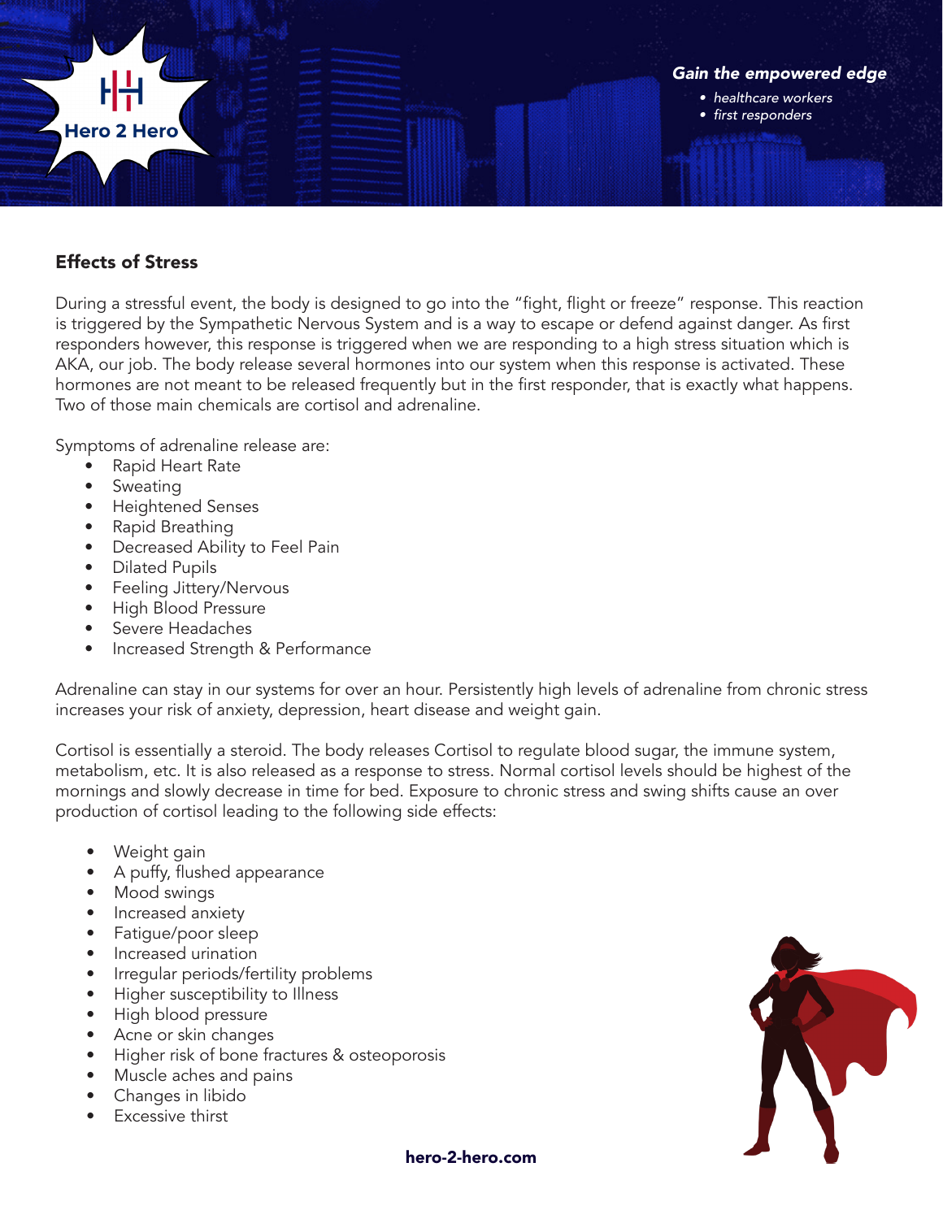Hero 2 Hero

*Gain the empowered edge*

- *healthcare workers*
- *first responders*

## Effects of Stress

During a stressful event, the body is designed to go into the "fight, flight or freeze" response. This reaction is triggered by the Sympathetic Nervous System and is a way to escape or defend against danger. As first responders however, this response is triggered when we are responding to a high stress situation which is AKA, our job. The body release several hormones into our system when this response is activated. These hormones are not meant to be released frequently but in the first responder, that is exactly what happens. Two of those main chemicals are cortisol and adrenaline.

Symptoms of adrenaline release are:

- Rapid Heart Rate
- Sweating
- Heightened Senses
- Rapid Breathing
- Decreased Ability to Feel Pain
- Dilated Pupils
- Feeling Jittery/Nervous
- High Blood Pressure
- Severe Headaches
- Increased Strength & Performance

Adrenaline can stay in our systems for over an hour. Persistently high levels of adrenaline from chronic stress increases your risk of anxiety, depression, heart disease and weight gain.

Cortisol is essentially a steroid. The body releases Cortisol to regulate blood sugar, the immune system, metabolism, etc. It is also released as a response to stress. Normal cortisol levels should be highest of the mornings and slowly decrease in time for bed. Exposure to chronic stress and swing shifts cause an over production of cortisol leading to the following side effects:

- Weight gain
- A puffy, flushed appearance
- Mood swings
- Increased anxiety
- Fatigue/poor sleep
- Increased urination
- Irregular periods/fertility problems
- Higher susceptibility to Illness
- High blood pressure
- Acne or skin changes
- Higher risk of bone fractures & osteoporosis
- Muscle aches and pains
- Changes in libido
- Excessive thirst

hero-2-hero.com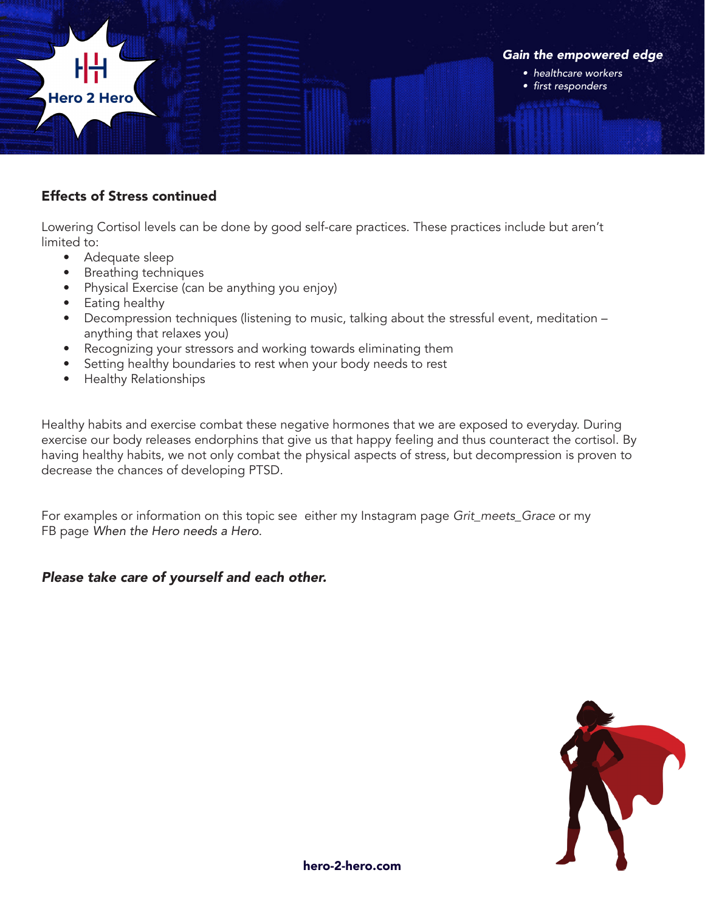## Effects of Stress continued

Lowering Cortisol levels can be done by good self-care practices. These practices include but aren't limited to:

- Adequate sleep
- Breathing techniques
- Physical Exercise (can be anything you enjoy)
- Eating healthy
- Decompression techniques (listening to music, talking about the stressful event, meditation – anything that relaxes you)
- Recognizing your stressors and working towards eliminating them
- Setting healthy boundaries to rest when your body needs to rest
- Healthy Relationships

Healthy habits and exercise combat these negative hormones that we are exposed to everyday. During exercise our body releases endorphins that give us that happy feeling and thus counteract the cortisol. By having healthy habits, we not only combat the physical aspects of stress, but decompression is proven to decrease the chances of developing PTSD.

For examples or information on this topic see either my Instagram page *Grit_meets_Grace* or my FB page *When the Hero needs a Hero*.

***Please take care of yourself and each other.***